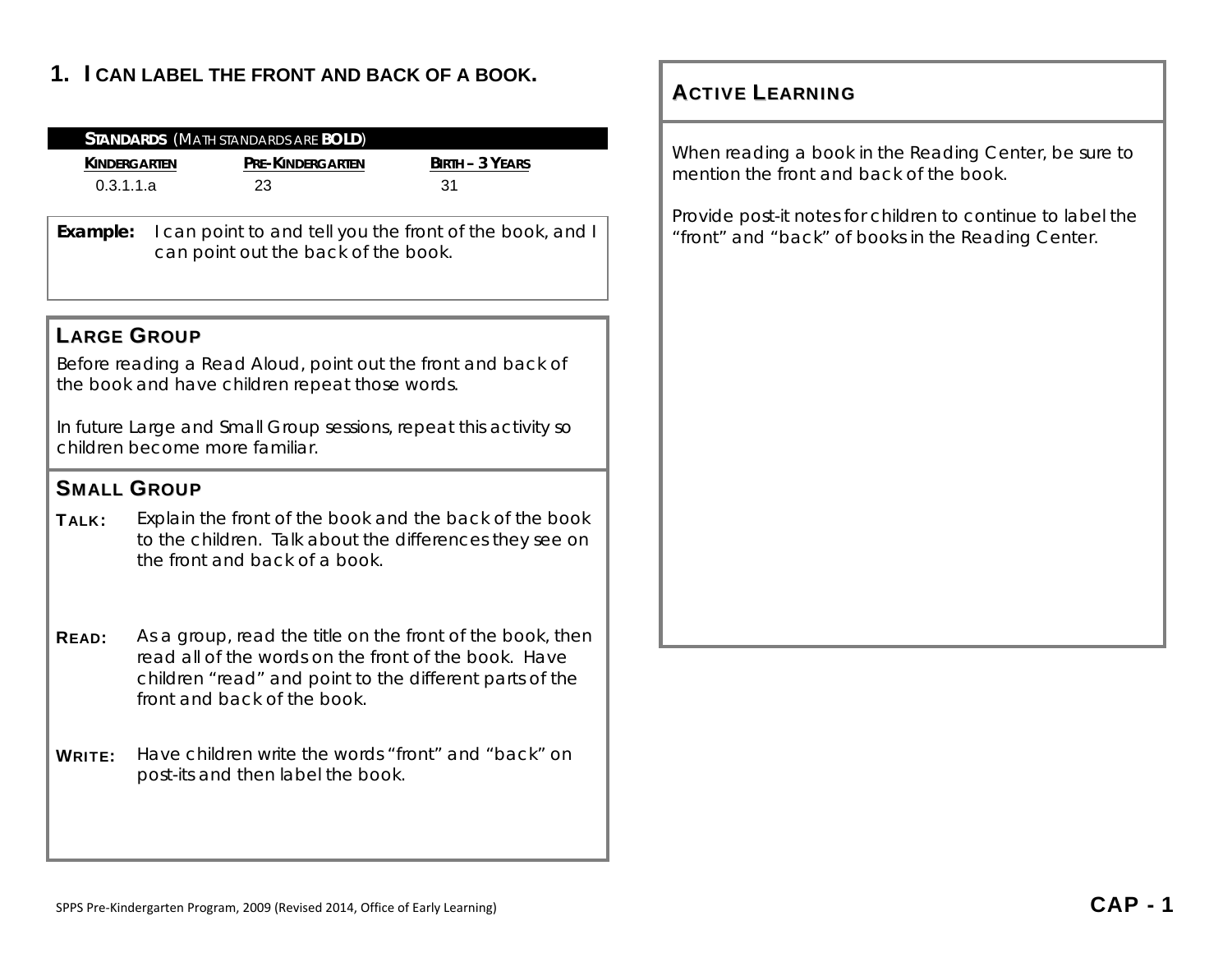## 1. I CAN LABEL THE FRONT AND BACK OF A BOOK.

| STANDARDS (MATH STANDARDS ARE **BOLD**) | | |
|---|---|---|
| KINDERGARTEN | PRE-KINDERGARTEN | BIRTH – 3 YEARS |
| 0.3.1.1.a | 23 | 31 |

**Example:** I can point to and tell you the front of the book, and I can point out the back of the book.

### LARGE GROUP

Before reading a Read Aloud, point out the front and back of the book and have children repeat those words.

In future Large and Small Group sessions, repeat this activity so children become more familiar.

### SMALL GROUP

**TALK:** Explain the front of the book and the back of the book to the children. Talk about the differences they see on the front and back of a book.

**READ:** As a group, read the title on the front of the book, then read all of the words on the front of the book. Have children "read" and point to the different parts of the front and back of the book.

**WRITE:** Have children write the words "front" and "back" on post-its and then label the book.

### ACTIVE LEARNING

When reading a book in the Reading Center, be sure to mention the front and back of the book.

Provide post-it notes for children to continue to label the "front" and "back" of books in the Reading Center.

SPPS Pre-Kindergarten Program, 2009 (Revised 2014, Office of Early Learning)

CAP - 1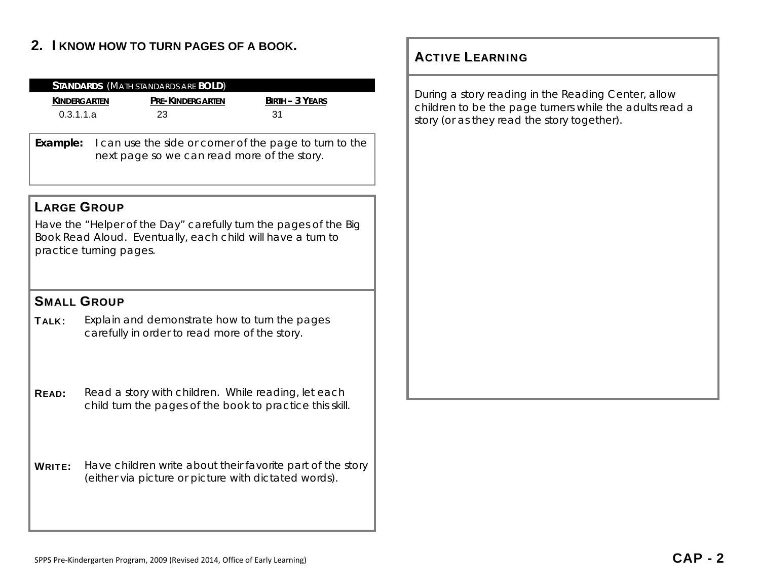## 2. I KNOW HOW TO TURN PAGES OF A BOOK.

| STANDARDS (MATH STANDARDS ARE **BOLD**) | | |
|---|---|---|
| KINDERGARTEN | PRE-KINDERGARTEN | BIRTH – 3 YEARS |
| 0.3.1.1.a | 23 | 31 |

**Example:** I can use the side or corner of the page to turn to the next page so we can read more of the story.

### LARGE GROUP

Have the "Helper of the Day" carefully turn the pages of the Big Book Read Aloud. Eventually, each child will have a turn to practice turning pages.

### SMALL GROUP

**TALK:** Explain and demonstrate how to turn the pages carefully in order to read more of the story.

**READ:** Read a story with children. While reading, let each child turn the pages of the book to practice this skill.

**WRITE:** Have children write about their favorite part of the story (either via picture or picture with dictated words).

### ACTIVE LEARNING

During a story reading in the Reading Center, allow children to be the page turners while the adults read a story (or as they read the story together).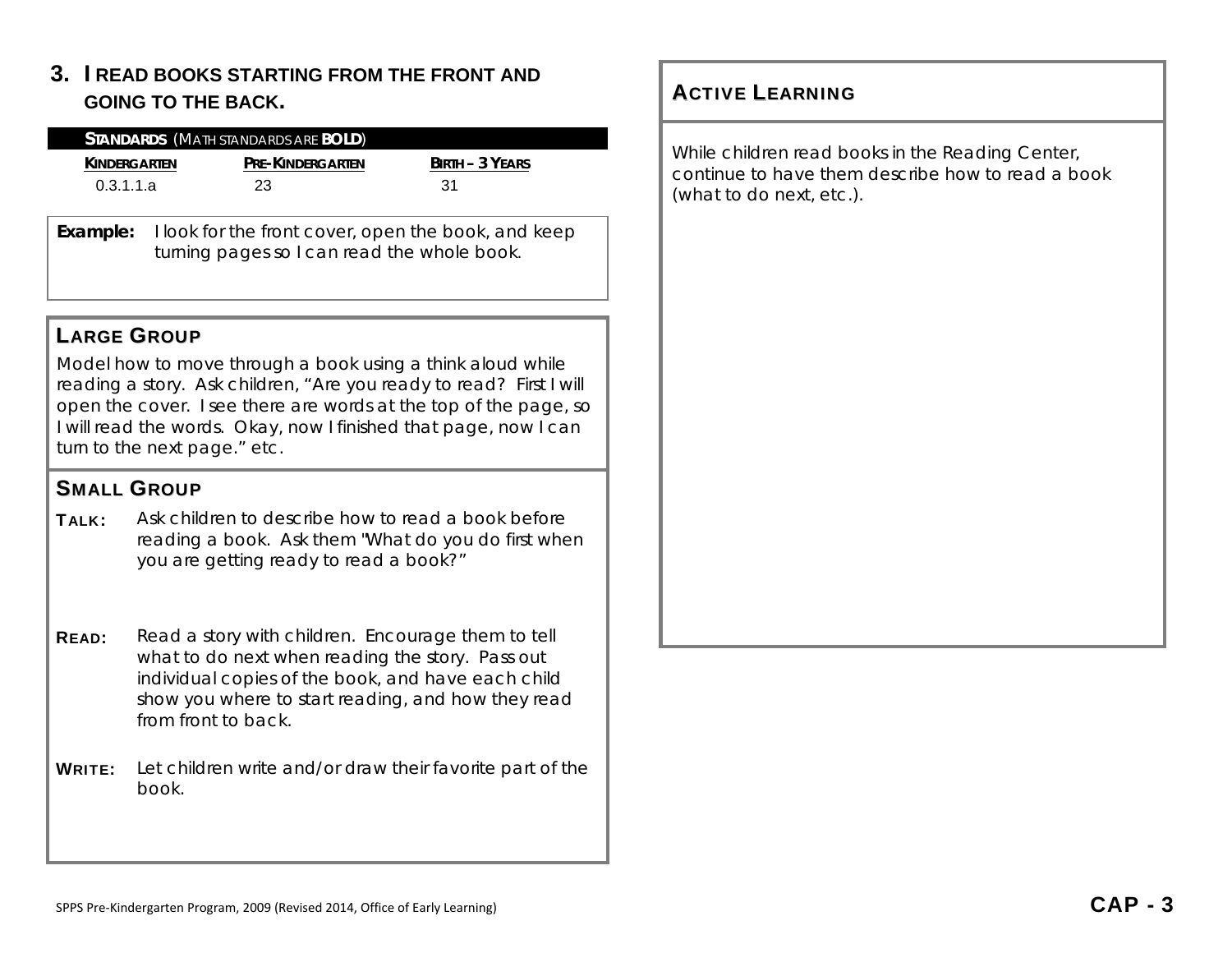## 3. I READ BOOKS STARTING FROM THE FRONT AND GOING TO THE BACK.

| STANDARDS (MATH STANDARDS ARE **BOLD**) | | |
|---|---|---|
| KINDERGARTEN | PRE-KINDERGARTEN | BIRTH – 3 YEARS |
| 0.3.1.1.a | 23 | 31 |

**Example:** I look for the front cover, open the book, and keep turning pages so I can read the whole book.

### LARGE GROUP

Model how to move through a book using a think aloud while reading a story. Ask children, "Are you ready to read? First I will open the cover. I see there are words at the top of the page, so I will read the words. Okay, now I finished that page, now I can turn to the next page." etc.

### SMALL GROUP

**TALK:** Ask children to describe how to read a book before reading a book. Ask them "What do you do first when you are getting ready to read a book?"

**READ:** Read a story with children. Encourage them to tell what to do next when reading the story. Pass out individual copies of the book, and have each child show you where to start reading, and how they read from front to back.

**WRITE:** Let children write and/or draw their favorite part of the book.

### ACTIVE LEARNING

While children read books in the Reading Center, continue to have them describe how to read a book (what to do next, etc.).

SPPS Pre-Kindergarten Program, 2009 (Revised 2014, Office of Early Learning)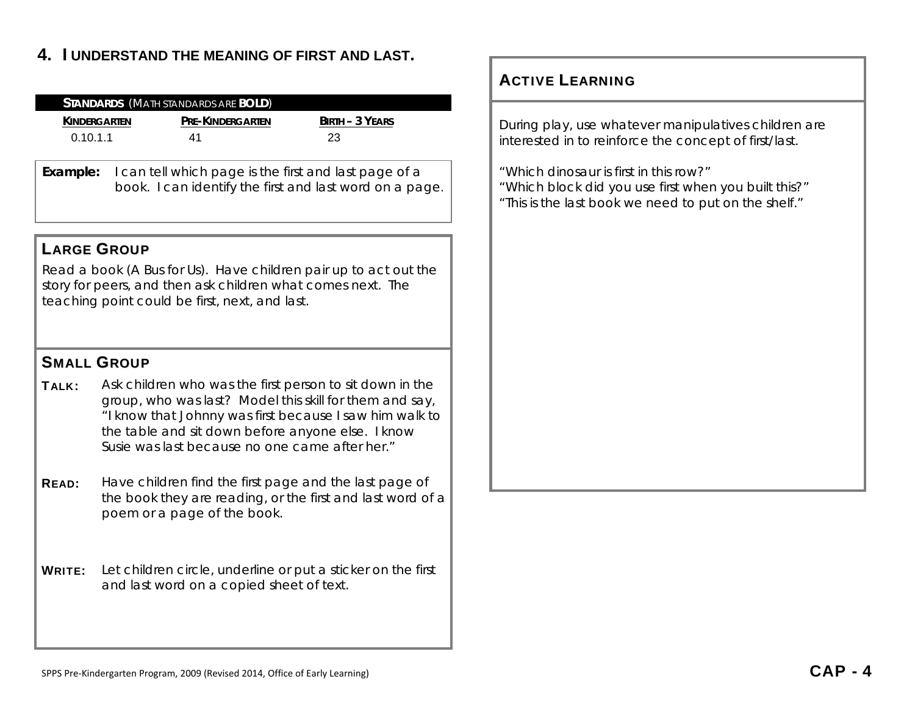## 4. I UNDERSTAND THE MEANING OF FIRST AND LAST.

**STANDARDS** (MATH STANDARDS ARE **BOLD**)

| KINDERGARTEN | PRE-KINDERGARTEN | BIRTH – 3 YEARS |
|---|---|---|
| 0.10.1.1 | 41 | 23 |

**Example:** I can tell which page is the first and last page of a book. I can identify the first and last word on a page.

### LARGE GROUP

Read a book (A Bus for Us). Have children pair up to act out the story for peers, and then ask children what comes next. The teaching point could be first, next, and last.

### SMALL GROUP

**TALK:** Ask children who was the first person to sit down in the group, who was last? Model this skill for them and say, "I know that Johnny was first because I saw him walk to the table and sit down before anyone else. I know Susie was last because no one came after her."

**READ:** Have children find the first page and the last page of the book they are reading, or the first and last word of a poem or a page of the book.

**WRITE:** Let children circle, underline or put a sticker on the first and last word on a copied sheet of text.

### ACTIVE LEARNING

During play, use whatever manipulatives children are interested in to reinforce the concept of first/last.

"Which dinosaur is first in this row?"
"Which block did you use first when you built this?"
"This is the last book we need to put on the shelf."

SPPS Pre-Kindergarten Program, 2009 (Revised 2014, Office of Early Learning)

**CAP - 4**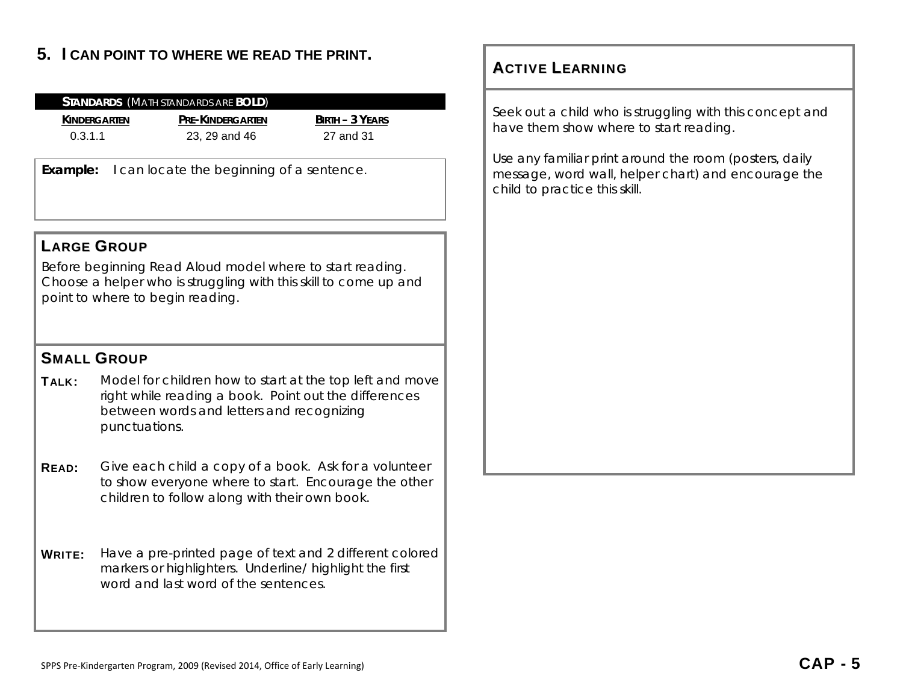## 5. I CAN POINT TO WHERE WE READ THE PRINT.

| STANDARDS (MATH STANDARDS ARE **BOLD**) | | |
|---|---|---|
| KINDERGARTEN | PRE-KINDERGARTEN | BIRTH – 3 YEARS |
| 0.3.1.1 | 23, 29 and 46 | 27 and 31 |

**Example:** I can locate the beginning of a sentence.

### LARGE GROUP

Before beginning Read Aloud model where to start reading. Choose a helper who is struggling with this skill to come up and point to where to begin reading.

### SMALL GROUP

**TALK:** Model for children how to start at the top left and move right while reading a book. Point out the differences between words and letters and recognizing punctuations.

**READ:** Give each child a copy of a book. Ask for a volunteer to show everyone where to start. Encourage the other children to follow along with their own book.

**WRITE:** Have a pre-printed page of text and 2 different colored markers or highlighters. Underline/ highlight the first word and last word of the sentences.

### ACTIVE LEARNING

Seek out a child who is struggling with this concept and have them show where to start reading.

Use any familiar print around the room (posters, daily message, word wall, helper chart) and encourage the child to practice this skill.

SPPS Pre-Kindergarten Program, 2009 (Revised 2014, Office of Early Learning)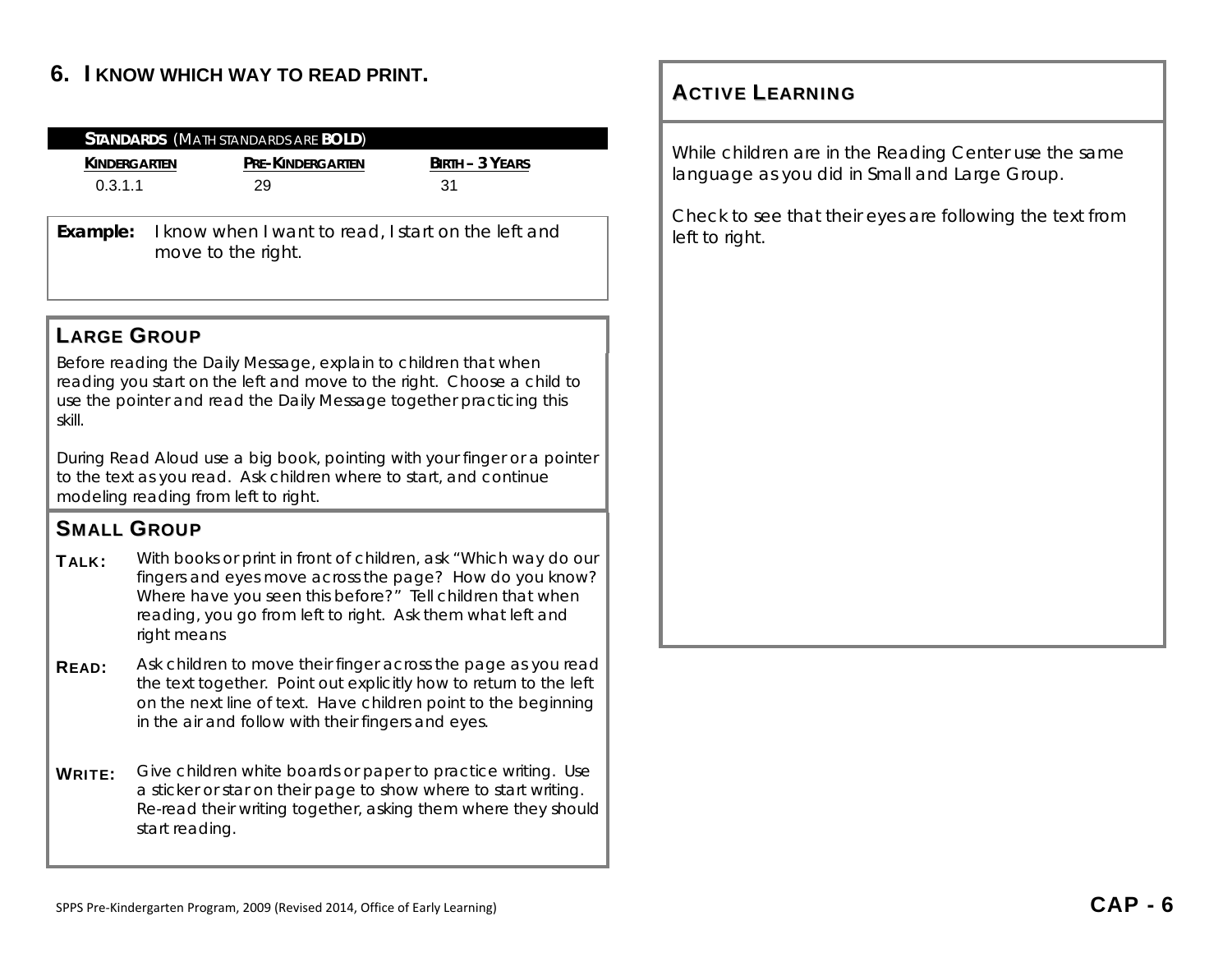## 6. I KNOW WHICH WAY TO READ PRINT.

| **STANDARDS** (MATH STANDARDS ARE **BOLD**) | | |
|---|---|---|
| KINDERGARTEN | PRE-KINDERGARTEN | BIRTH – 3 YEARS |
| 0.3.1.1 | 29 | 31 |

**Example:** I know when I want to read, I start on the left and move to the right.

### LARGE GROUP

Before reading the Daily Message, explain to children that when reading you start on the left and move to the right. Choose a child to use the pointer and read the Daily Message together practicing this skill.

During Read Aloud use a big book, pointing with your finger or a pointer to the text as you read. Ask children where to start, and continue modeling reading from left to right.

### SMALL GROUP

**TALK:** With books or print in front of children, ask "Which way do our fingers and eyes move across the page? How do you know? Where have you seen this before?" Tell children that when reading, you go from left to right. Ask them what left and right means

**READ:** Ask children to move their finger across the page as you read the text together. Point out explicitly how to return to the left on the next line of text. Have children point to the beginning in the air and follow with their fingers and eyes.

**WRITE:** Give children white boards or paper to practice writing. Use a sticker or star on their page to show where to start writing. Re-read their writing together, asking them where they should start reading.

### ACTIVE LEARNING

While children are in the Reading Center use the same language as you did in Small and Large Group.

Check to see that their eyes are following the text from left to right.

SPPS Pre-Kindergarten Program, 2009 (Revised 2014, Office of Early Learning)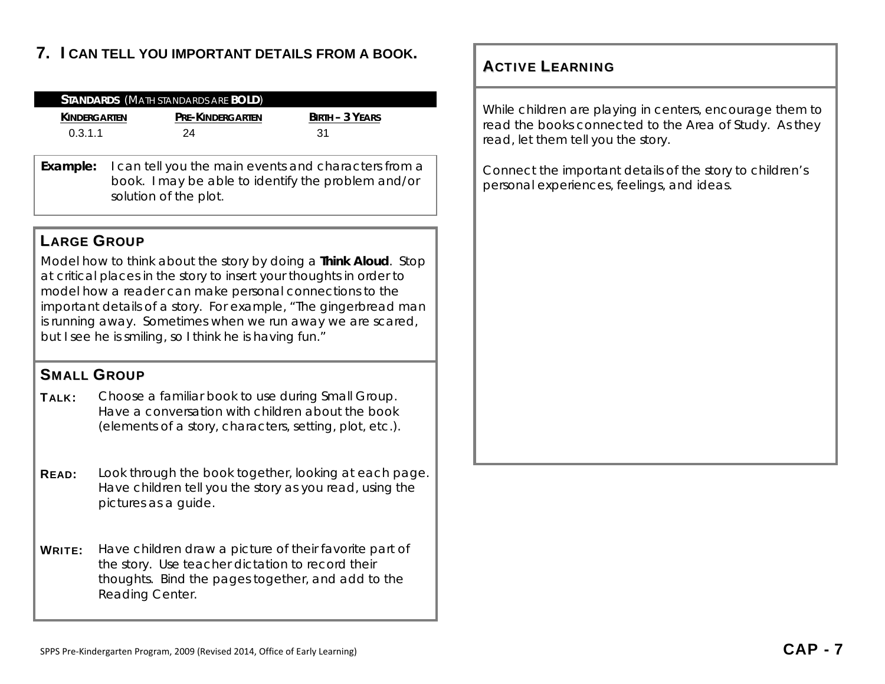## 7. I CAN TELL YOU IMPORTANT DETAILS FROM A BOOK.

| **STANDARDS** (MATH STANDARDS ARE **BOLD**) | | |
|---|---|---|
| KINDERGARTEN | PRE-KINDERGARTEN | BIRTH – 3 YEARS |
| 0.3.1.1 | 24 | 31 |

**Example:** I can tell you the main events and characters from a book. I may be able to identify the problem and/or solution of the plot.

### LARGE GROUP

Model how to think about the story by doing a **Think Aloud**. Stop at critical places in the story to insert your thoughts in order to model how a reader can make personal connections to the important details of a story. For example, "The gingerbread man is running away. Sometimes when we run away we are scared, but I see he is smiling, so I think he is having fun."

### SMALL GROUP

**TALK:** Choose a familiar book to use during Small Group. Have a conversation with children about the book (elements of a story, characters, setting, plot, etc.).

**READ:** Look through the book together, looking at each page. Have children tell you the story as you read, using the pictures as a guide.

**WRITE:** Have children draw a picture of their favorite part of the story. Use teacher dictation to record their thoughts. Bind the pages together, and add to the Reading Center.

### ACTIVE LEARNING

While children are playing in centers, encourage them to read the books connected to the Area of Study. As they read, let them tell you the story.

Connect the important details of the story to children's personal experiences, feelings, and ideas.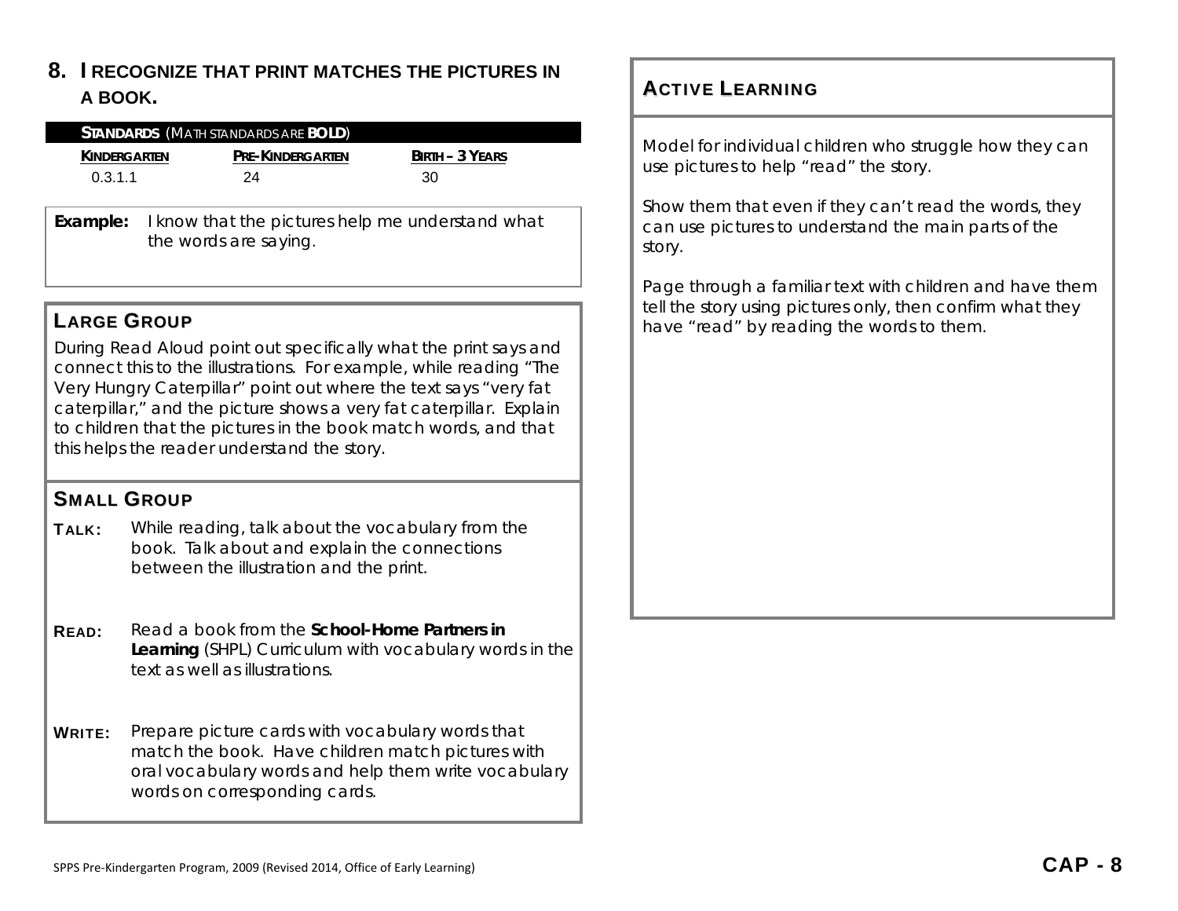## 8. I recognize that print matches the pictures in a book.

| STANDARDS (MATH STANDARDS ARE **BOLD**) | | |
|---|---|---|
| KINDERGARTEN | PRE-KINDERGARTEN | BIRTH – 3 YEARS |
| 0.3.1.1 | 24 | 30 |

**Example:** I know that the pictures help me understand what the words are saying.

### Large Group

During Read Aloud point out specifically what the print says and connect this to the illustrations. For example, while reading "The Very Hungry Caterpillar" point out where the text says "very fat caterpillar," and the picture shows a very fat caterpillar. Explain to children that the pictures in the book match words, and that this helps the reader understand the story.

### Small Group

**TALK:** While reading, talk about the vocabulary from the book. Talk about and explain the connections between the illustration and the print.

**READ:** Read a book from the **School-Home Partners in Learning** (SHPL) Curriculum with vocabulary words in the text as well as illustrations.

**WRITE:** Prepare picture cards with vocabulary words that match the book. Have children match pictures with oral vocabulary words and help them write vocabulary words on corresponding cards.

### Active Learning

Model for individual children who struggle how they can use pictures to help "read" the story.

Show them that even if they can't read the words, they can use pictures to understand the main parts of the story.

Page through a familiar text with children and have them tell the story using pictures only, then confirm what they have "read" by reading the words to them.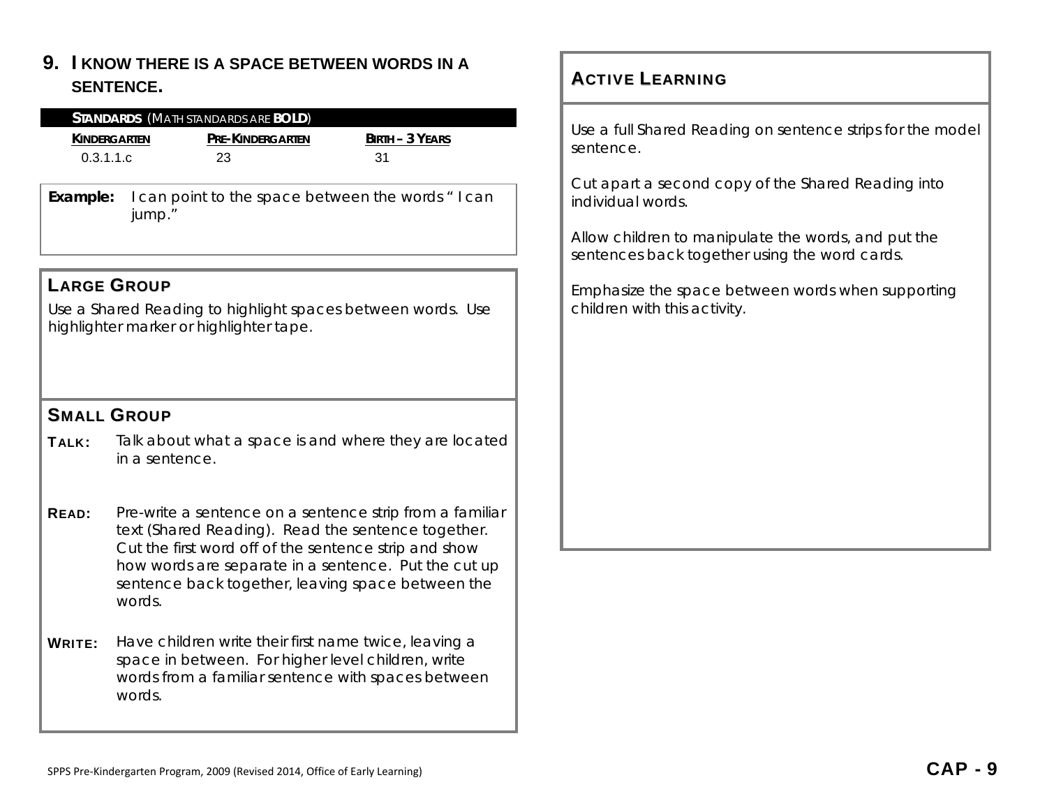## 9. I KNOW THERE IS A SPACE BETWEEN WORDS IN A SENTENCE.

**STANDARDS** (MATH STANDARDS ARE **BOLD**)

| KINDERGARTEN | PRE-KINDERGARTEN | BIRTH – 3 YEARS |
|---|---|---|
| 0.3.1.1.c | 23 | 31 |

**Example:** I can point to the space between the words " I can jump."

### LARGE GROUP

Use a Shared Reading to highlight spaces between words. Use highlighter marker or highlighter tape.

### SMALL GROUP

**TALK:** Talk about what a space is and where they are located in a sentence.

**READ:** Pre-write a sentence on a sentence strip from a familiar text (Shared Reading). Read the sentence together. Cut the first word off of the sentence strip and show how words are separate in a sentence. Put the cut up sentence back together, leaving space between the words.

**WRITE:** Have children write their first name twice, leaving a space in between. For higher level children, write words from a familiar sentence with spaces between words.

### ACTIVE LEARNING

Use a full Shared Reading on sentence strips for the model sentence.

Cut apart a second copy of the Shared Reading into individual words.

Allow children to manipulate the words, and put the sentences back together using the word cards.

Emphasize the space between words when supporting children with this activity.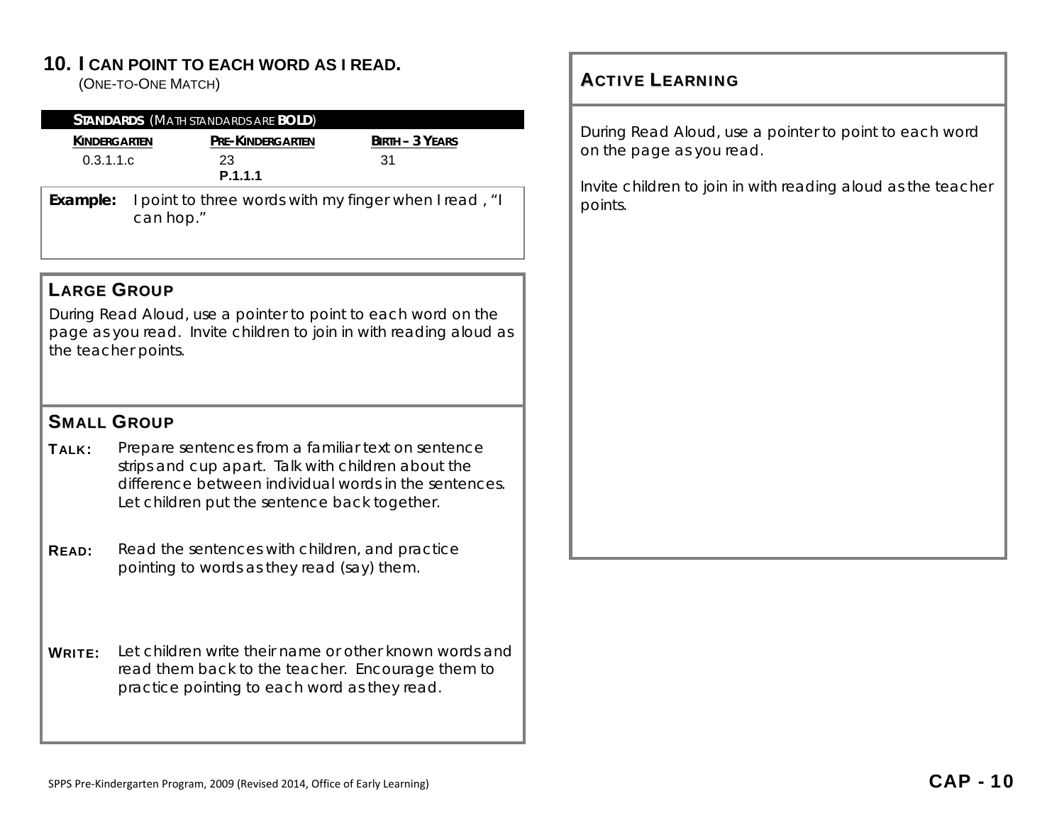## 10. I CAN POINT TO EACH WORD AS I READ.

(ONE-TO-ONE MATCH)

**STANDARDS** (MATH STANDARDS ARE **BOLD**)

| KINDERGARTEN | PRE-KINDERGARTEN | BIRTH – 3 YEARS |
|---|---|---|
| 0.3.1.1.c | 23<br>**P.1.1.1** | 31 |

**Example:** I point to three words with my finger when I read , "I can hop."

### LARGE GROUP

During Read Aloud, use a pointer to point to each word on the page as you read. Invite children to join in with reading aloud as the teacher points.

### SMALL GROUP

**TALK:** Prepare sentences from a familiar text on sentence strips and cup apart. Talk with children about the difference between individual words in the sentences. Let children put the sentence back together.

**READ:** Read the sentences with children, and practice pointing to words as they read (say) them.

**WRITE:** Let children write their name or other known words and read them back to the teacher. Encourage them to practice pointing to each word as they read.

### ACTIVE LEARNING

During Read Aloud, use a pointer to point to each word on the page as you read.

Invite children to join in with reading aloud as the teacher points.

SPPS Pre-Kindergarten Program, 2009 (Revised 2014, Office of Early Learning)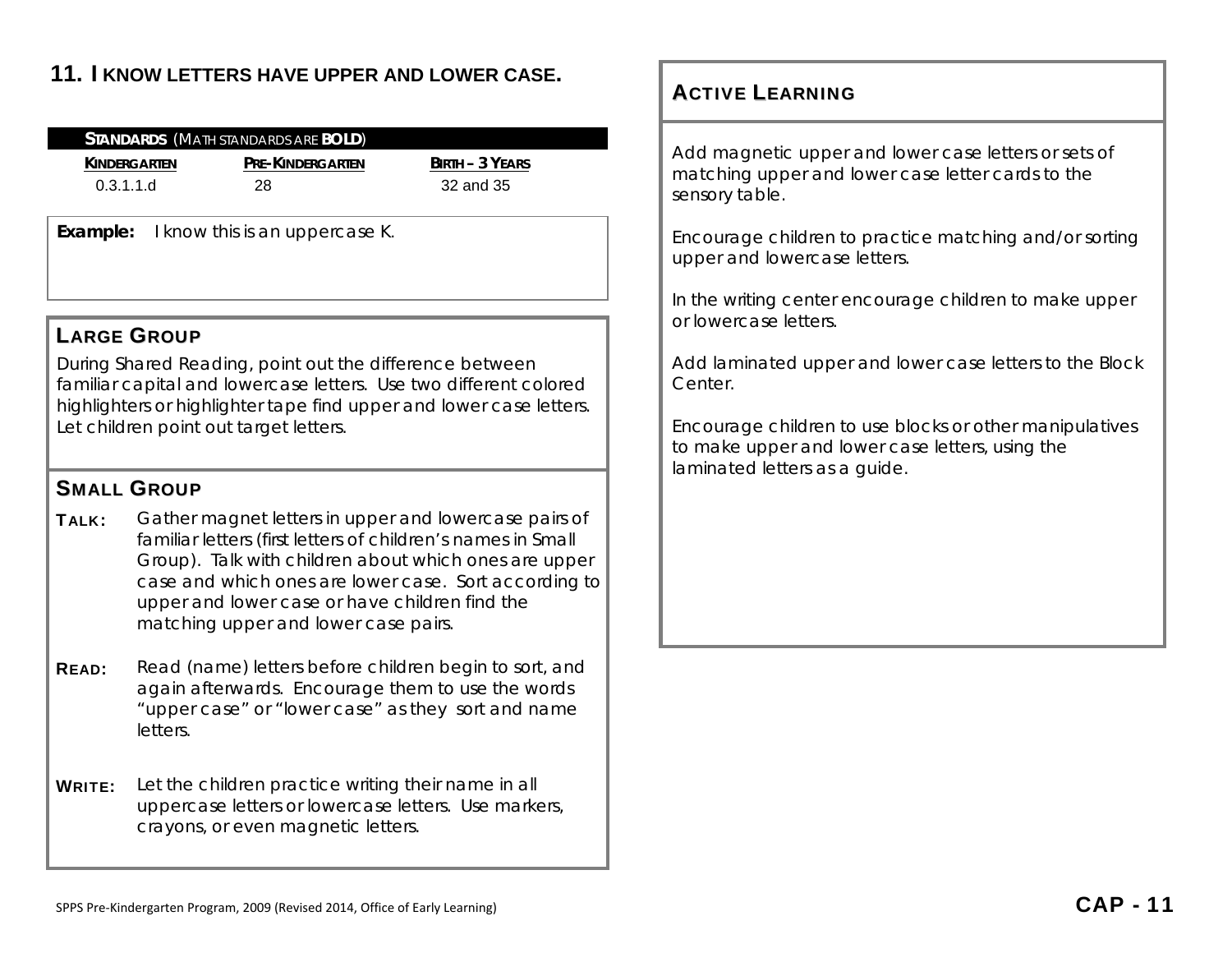## 11. I KNOW LETTERS HAVE UPPER AND LOWER CASE.

| STANDARDS (MATH STANDARDS ARE **BOLD**) | | |
|---|---|---|
| KINDERGARTEN | PRE-KINDERGARTEN | BIRTH – 3 YEARS |
| 0.3.1.1.d | 28 | 32 and 35 |

**Example:** I know this is an uppercase K.

### LARGE GROUP

During Shared Reading, point out the difference between familiar capital and lowercase letters. Use two different colored highlighters or highlighter tape find upper and lower case letters. Let children point out target letters.

### SMALL GROUP

**TALK:** Gather magnet letters in upper and lowercase pairs of familiar letters (first letters of children's names in Small Group). Talk with children about which ones are upper case and which ones are lower case. Sort according to upper and lower case or have children find the matching upper and lower case pairs.

**READ:** Read (name) letters before children begin to sort, and again afterwards. Encourage them to use the words "upper case" or "lower case" as they sort and name letters.

**WRITE:** Let the children practice writing their name in all uppercase letters or lowercase letters. Use markers, crayons, or even magnetic letters.

### ACTIVE LEARNING

Add magnetic upper and lower case letters or sets of matching upper and lower case letter cards to the sensory table.

Encourage children to practice matching and/or sorting upper and lowercase letters.

In the writing center encourage children to make upper or lowercase letters.

Add laminated upper and lower case letters to the Block Center.

Encourage children to use blocks or other manipulatives to make upper and lower case letters, using the laminated letters as a guide.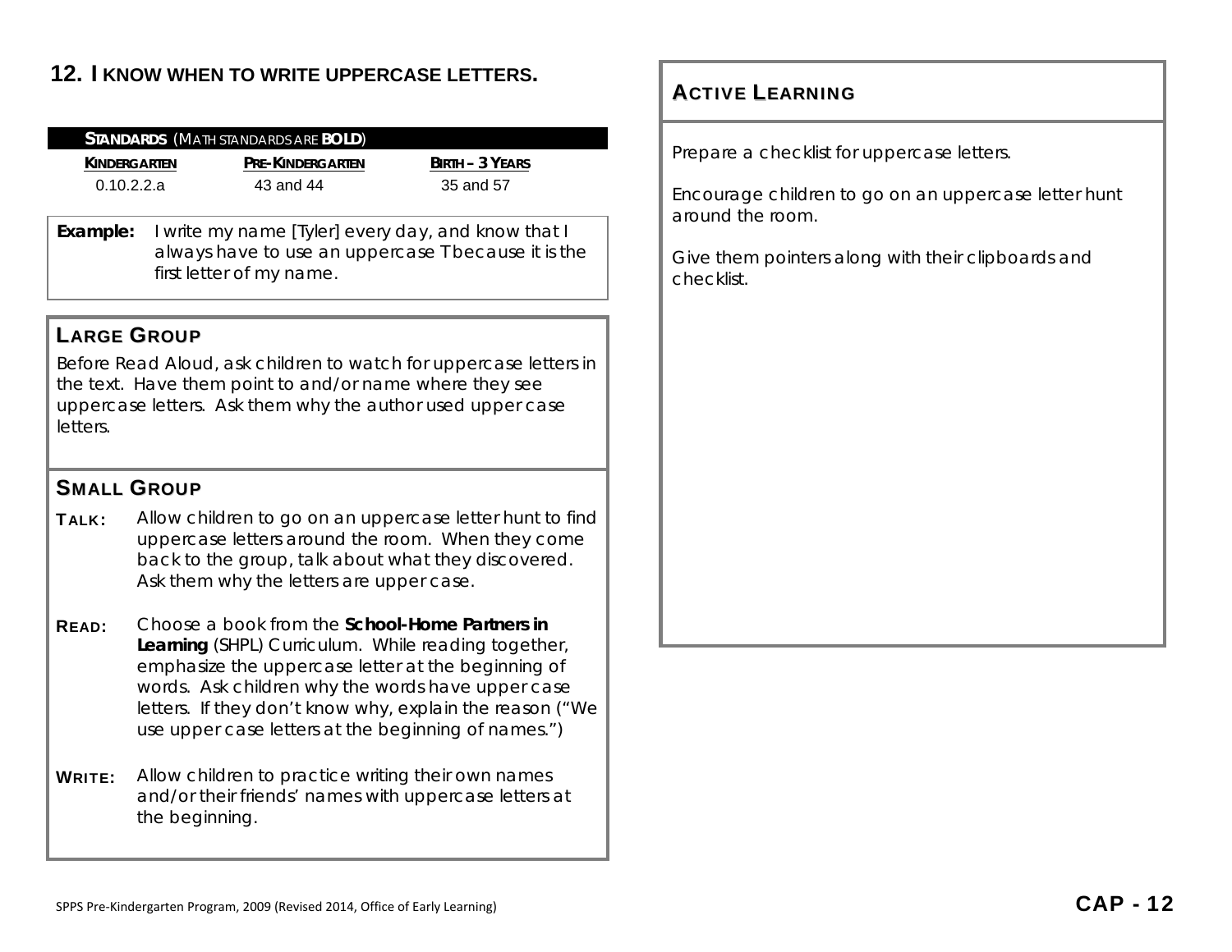## 12. I KNOW WHEN TO WRITE UPPERCASE LETTERS.

| STANDARDS (MATH STANDARDS ARE **BOLD**) | | |
|---|---|---|
| KINDERGARTEN | PRE-KINDERGARTEN | BIRTH – 3 YEARS |
| 0.10.2.2.a | 43 and 44 | 35 and 57 |

**Example:** I write my name [Tyler] every day, and know that I always have to use an uppercase T because it is the first letter of my name.

### LARGE GROUP

Before Read Aloud, ask children to watch for uppercase letters in the text. Have them point to and/or name where they see uppercase letters. Ask them why the author used upper case letters.

### SMALL GROUP

**TALK:** Allow children to go on an uppercase letter hunt to find uppercase letters around the room. When they come back to the group, talk about what they discovered. Ask them why the letters are upper case.

**READ:** Choose a book from the **School-Home Partners in Learning** (SHPL) Curriculum. While reading together, emphasize the uppercase letter at the beginning of words. Ask children why the words have upper case letters. If they don't know why, explain the reason ("We use upper case letters at the beginning of names.")

**WRITE:** Allow children to practice writing their own names and/or their friends' names with uppercase letters at the beginning.

### ACTIVE LEARNING

Prepare a checklist for uppercase letters.

Encourage children to go on an uppercase letter hunt around the room.

Give them pointers along with their clipboards and checklist.

SPPS Pre-Kindergarten Program, 2009 (Revised 2014, Office of Early Learning)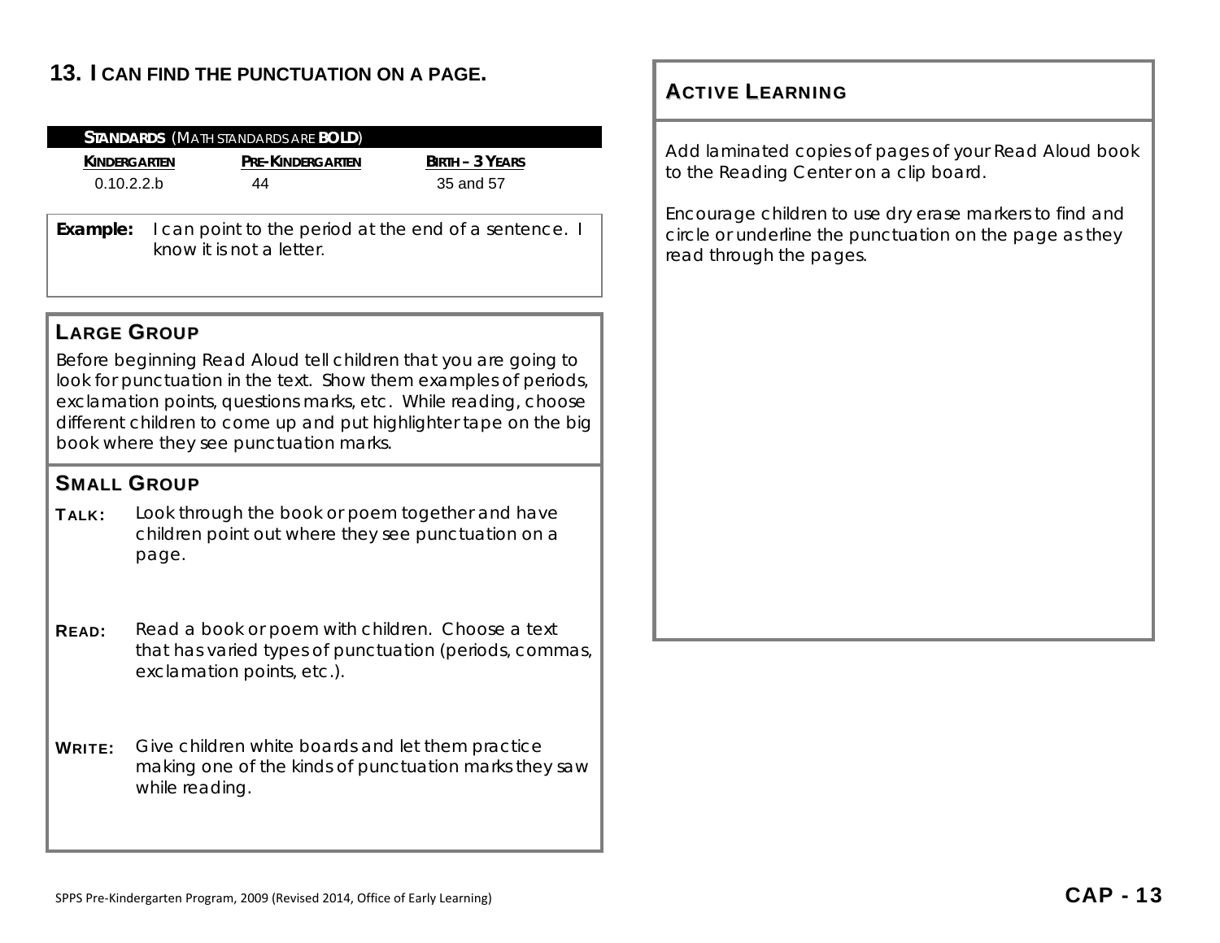## 13. I CAN FIND THE PUNCTUATION ON A PAGE.

**STANDARDS** (MATH STANDARDS ARE **BOLD**)

| KINDERGARTEN | PRE-KINDERGARTEN | BIRTH – 3 YEARS |
|---|---|---|
| 0.10.2.2.b | 44 | 35 and 57 |

**Example:** I can point to the period at the end of a sentence. I know it is not a letter.

### LARGE GROUP

Before beginning Read Aloud tell children that you are going to look for punctuation in the text. Show them examples of periods, exclamation points, questions marks, etc. While reading, choose different children to come up and put highlighter tape on the big book where they see punctuation marks.

### SMALL GROUP

**TALK:** Look through the book or poem together and have children point out where they see punctuation on a page.

**READ:** Read a book or poem with children. Choose a text that has varied types of punctuation (periods, commas, exclamation points, etc.).

**WRITE:** Give children white boards and let them practice making one of the kinds of punctuation marks they saw while reading.

### ACTIVE LEARNING

Add laminated copies of pages of your Read Aloud book to the Reading Center on a clip board.

Encourage children to use dry erase markers to find and circle or underline the punctuation on the page as they read through the pages.

SPPS Pre-Kindergarten Program, 2009 (Revised 2014, Office of Early Learning)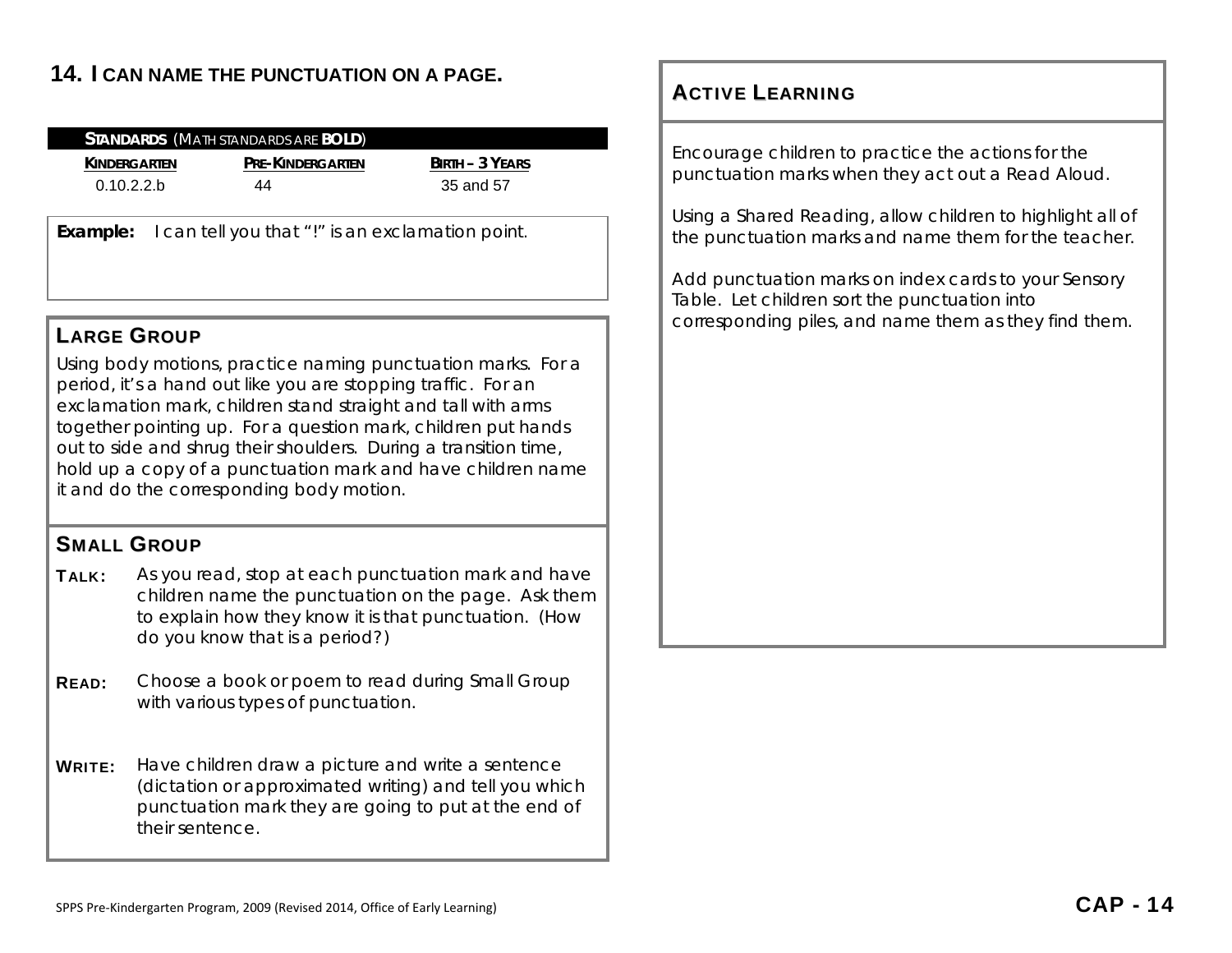## 14. I CAN NAME THE PUNCTUATION ON A PAGE.

| STANDARDS (MATH STANDARDS ARE **BOLD**) | | |
|---|---|---|
| KINDERGARTEN | PRE-KINDERGARTEN | BIRTH – 3 YEARS |
| 0.10.2.2.b | 44 | 35 and 57 |

**Example:** I can tell you that "!" is an exclamation point.

### LARGE GROUP

Using body motions, practice naming punctuation marks. For a period, it's a hand out like you are stopping traffic. For an exclamation mark, children stand straight and tall with arms together pointing up. For a question mark, children put hands out to side and shrug their shoulders. During a transition time, hold up a copy of a punctuation mark and have children name it and do the corresponding body motion.

### SMALL GROUP

**TALK:** As you read, stop at each punctuation mark and have children name the punctuation on the page. Ask them to explain how they know it is that punctuation. (How do you know that is a period?)

**READ:** Choose a book or poem to read during Small Group with various types of punctuation.

**WRITE:** Have children draw a picture and write a sentence (dictation or approximated writing) and tell you which punctuation mark they are going to put at the end of their sentence.

### ACTIVE LEARNING

Encourage children to practice the actions for the punctuation marks when they act out a Read Aloud.

Using a Shared Reading, allow children to highlight all of the punctuation marks and name them for the teacher.

Add punctuation marks on index cards to your Sensory Table. Let children sort the punctuation into corresponding piles, and name them as they find them.

SPPS Pre-Kindergarten Program, 2009 (Revised 2014, Office of Early Learning)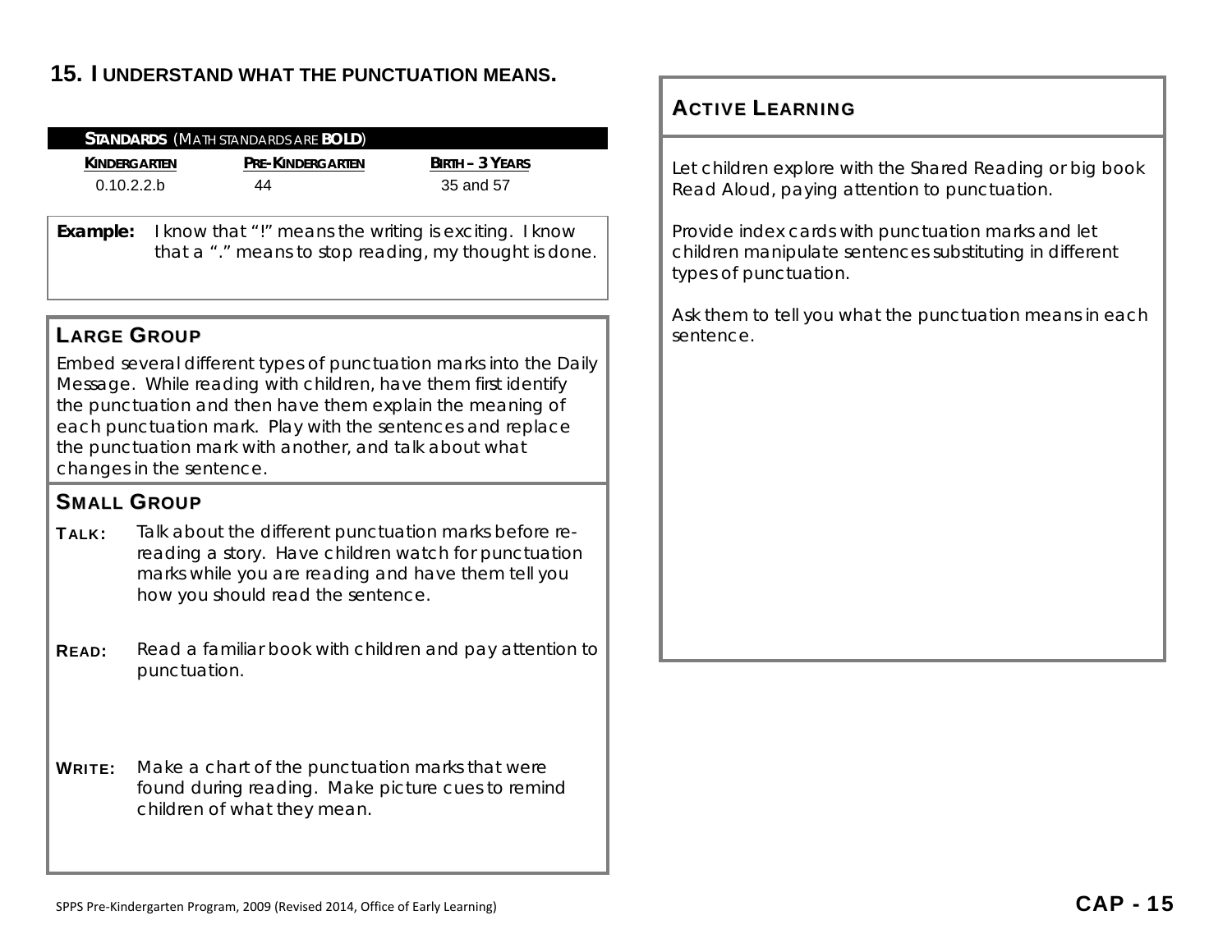## 15. I UNDERSTAND WHAT THE PUNCTUATION MEANS.

**STANDARDS** (MATH STANDARDS ARE **BOLD**)

| KINDERGARTEN | PRE-KINDERGARTEN | BIRTH – 3 YEARS |
| --- | --- | --- |
| 0.10.2.2.b | 44 | 35 and 57 |

**Example:** I know that "!" means the writing is exciting. I know that a "." means to stop reading, my thought is done.

### LARGE GROUP

Embed several different types of punctuation marks into the Daily Message. While reading with children, have them first identify the punctuation and then have them explain the meaning of each punctuation mark. Play with the sentences and replace the punctuation mark with another, and talk about what changes in the sentence.

### SMALL GROUP

**TALK:** Talk about the different punctuation marks before re-reading a story. Have children watch for punctuation marks while you are reading and have them tell you how you should read the sentence.

**READ:** Read a familiar book with children and pay attention to punctuation.

**WRITE:** Make a chart of the punctuation marks that were found during reading. Make picture cues to remind children of what they mean.

### ACTIVE LEARNING

Let children explore with the Shared Reading or big book Read Aloud, paying attention to punctuation.

Provide index cards with punctuation marks and let children manipulate sentences substituting in different types of punctuation.

Ask them to tell you what the punctuation means in each sentence.